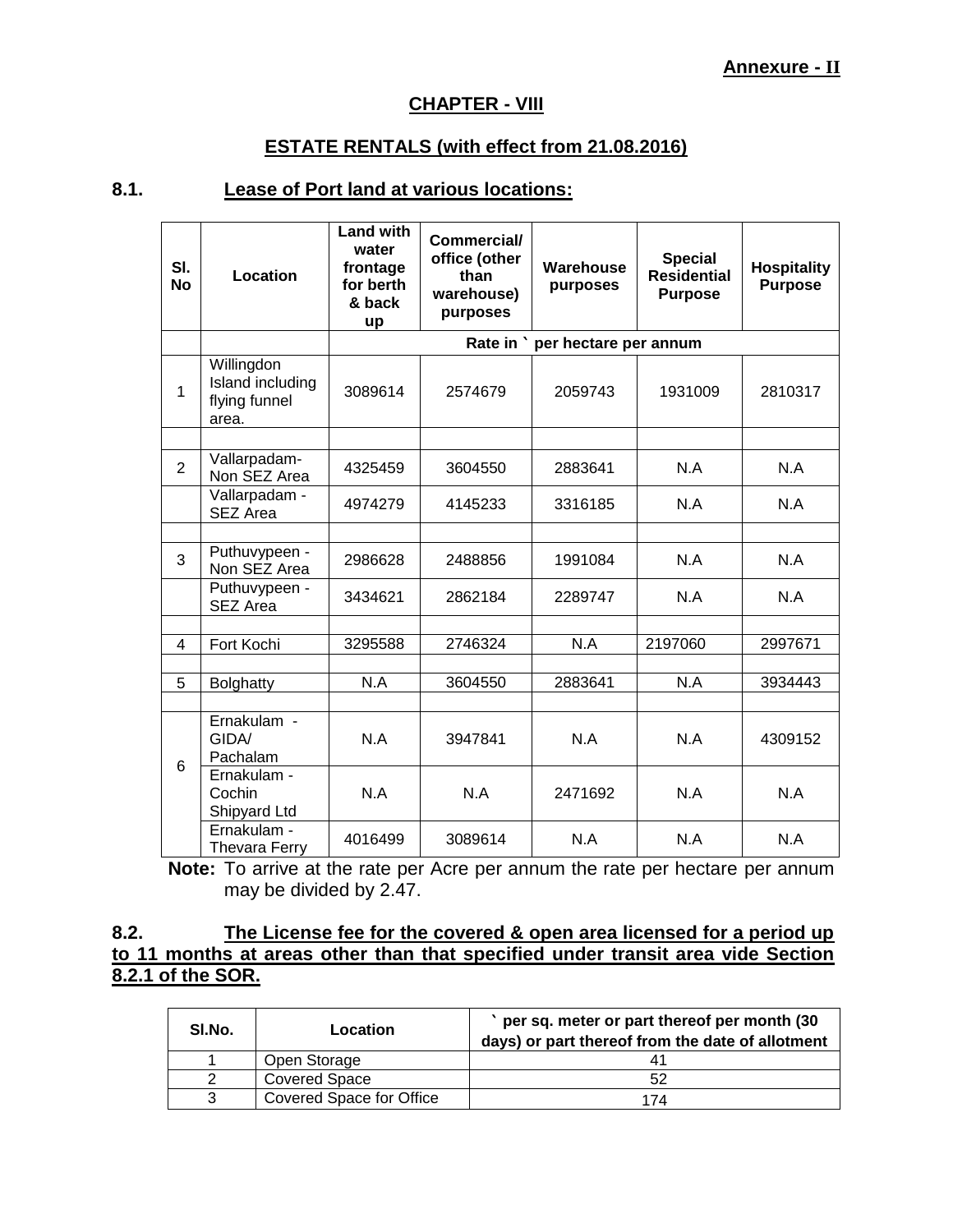**Annexure - II**

## CHAPTER - VIII

## ESTATE RENTALS (with effect from 21.08.2016)

### 8.1. Lease of Port land at various locations:

| Sl. No | Location | Land with water frontage for berth & back up | Commercial/ office (other than warehouse) purposes | Warehouse purposes | Special Residential Purpose | Hospitality Purpose |
|---|---|---|---|---|---|---|
| | | Rate in ` per hectare per annum | | | | |
| 1 | Willingdon Island including flying funnel area. | 3089614 | 2574679 | 2059743 | 1931009 | 2810317 |
| | | | | | | |
| 2 | Vallarpadam- Non SEZ Area | 4325459 | 3604550 | 2883641 | N.A | N.A |
| | Vallarpadam - SEZ Area | 4974279 | 4145233 | 3316185 | N.A | N.A |
| | | | | | | |
| 3 | Puthuvypeen - Non SEZ Area | 2986628 | 2488856 | 1991084 | N.A | N.A |
| | Puthuvypeen - SEZ Area | 3434621 | 2862184 | 2289747 | N.A | N.A |
| | | | | | | |
| 4 | Fort Kochi | 3295588 | 2746324 | N.A | 2197060 | 2997671 |
| | | | | | | |
| 5 | Bolghatty | N.A | 3604550 | 2883641 | N.A | 3934443 |
| | | | | | | |
| 6 | Ernakulam - GIDA/ Pachalam | N.A | 3947841 | N.A | N.A | 4309152 |
| | Ernakulam - Cochin Shipyard Ltd | N.A | N.A | 2471692 | N.A | N.A |
| | Ernakulam - Thevara Ferry | 4016499 | 3089614 | N.A | N.A | N.A |

**Note:** To arrive at the rate per Acre per annum the rate per hectare per annum may be divided by 2.47.

### 8.2. The License fee for the covered & open area licensed for a period up to 11 months at areas other than that specified under transit area vide Section 8.2.1 of the SOR.

| Sl.No. | Location | ` per sq. meter or part thereof per month (30 days) or part thereof from the date of allotment |
|---|---|---|
| 1 | Open Storage | 41 |
| 2 | Covered Space | 52 |
| 3 | Covered Space for Office | 174 |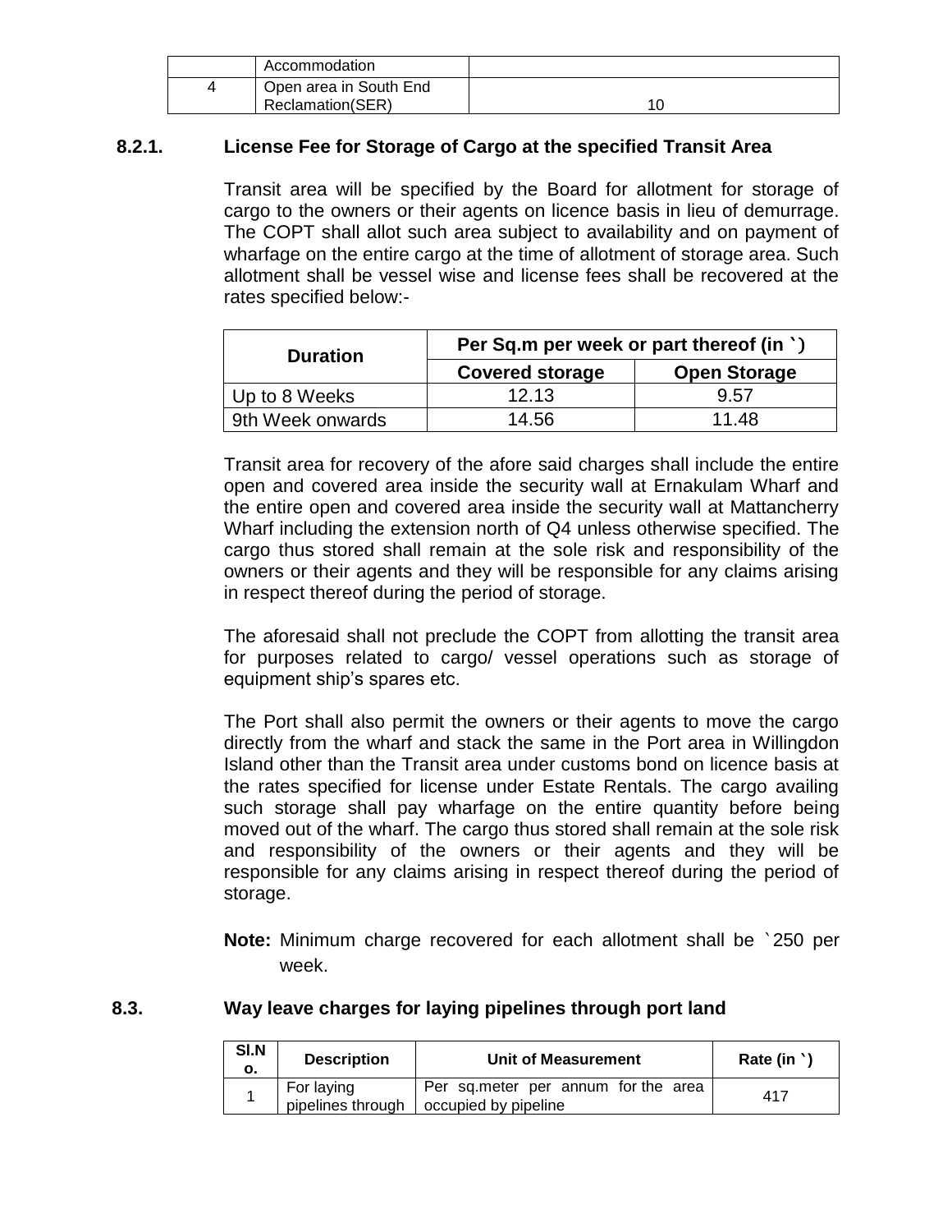|  | Accommodation |  |
|---|---|---|
| 4 | Open area in South End Reclamation(SER) | 10 |

### 8.2.1. License Fee for Storage of Cargo at the specified Transit Area

Transit area will be specified by the Board for allotment for storage of cargo to the owners or their agents on licence basis in lieu of demurrage. The COPT shall allot such area subject to availability and on payment of wharfage on the entire cargo at the time of allotment of storage area. Such allotment shall be vessel wise and license fees shall be recovered at the rates specified below:-

| Duration | Per Sq.m per week or part thereof (in `) | |
|---|---|---|
| | Covered storage | Open Storage |
| Up to 8 Weeks | 12.13 | 9.57 |
| 9th Week onwards | 14.56 | 11.48 |

Transit area for recovery of the afore said charges shall include the entire open and covered area inside the security wall at Ernakulam Wharf and the entire open and covered area inside the security wall at Mattancherry Wharf including the extension north of Q4 unless otherwise specified. The cargo thus stored shall remain at the sole risk and responsibility of the owners or their agents and they will be responsible for any claims arising in respect thereof during the period of storage.

The aforesaid shall not preclude the COPT from allotting the transit area for purposes related to cargo/ vessel operations such as storage of equipment ship's spares etc.

The Port shall also permit the owners or their agents to move the cargo directly from the wharf and stack the same in the Port area in Willingdon Island other than the Transit area under customs bond on licence basis at the rates specified for license under Estate Rentals. The cargo availing such storage shall pay wharfage on the entire quantity before being moved out of the wharf. The cargo thus stored shall remain at the sole risk and responsibility of the owners or their agents and they will be responsible for any claims arising in respect thereof during the period of storage.

**Note:** Minimum charge recovered for each allotment shall be `250 per week.

### 8.3. Way leave charges for laying pipelines through port land

| Sl.No. | Description | Unit of Measurement | Rate (in `) |
|---|---|---|---|
| 1 | For laying pipelines through | Per sq.meter per annum for the area occupied by pipeline | 417 |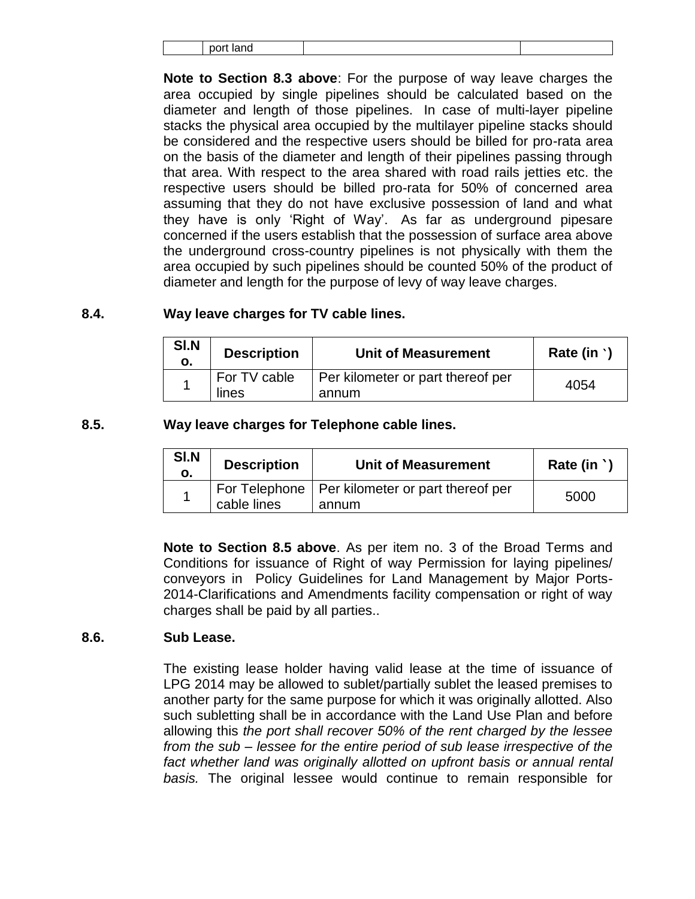| | port land | | |
|---|---|---|---|

**Note to Section 8.3 above**: For the purpose of way leave charges the area occupied by single pipelines should be calculated based on the diameter and length of those pipelines. In case of multi-layer pipeline stacks the physical area occupied by the multilayer pipeline stacks should be considered and the respective users should be billed for pro-rata area on the basis of the diameter and length of their pipelines passing through that area. With respect to the area shared with road rails jetties etc. the respective users should be billed pro-rata for 50% of concerned area assuming that they do not have exclusive possession of land and what they have is only 'Right of Way'. As far as underground pipesare concerned if the users establish that the possession of surface area above the underground cross-country pipelines is not physically with them the area occupied by such pipelines should be counted 50% of the product of diameter and length for the purpose of levy of way leave charges.

### 8.4. Way leave charges for TV cable lines.

| Sl.No. | Description | Unit of Measurement | Rate (in `) |
|---|---|---|---|
| 1 | For TV cable lines | Per kilometer or part thereof per annum | 4054 |

### 8.5. Way leave charges for Telephone cable lines.

| Sl.No. | Description | Unit of Measurement | Rate (in `) |
|---|---|---|---|
| 1 | For Telephone cable lines | Per kilometer or part thereof per annum | 5000 |

**Note to Section 8.5 above**. As per item no. 3 of the Broad Terms and Conditions for issuance of Right of way Permission for laying pipelines/ conveyors in Policy Guidelines for Land Management by Major Ports-2014-Clarifications and Amendments facility compensation or right of way charges shall be paid by all parties..

### 8.6. Sub Lease.

The existing lease holder having valid lease at the time of issuance of LPG 2014 may be allowed to sublet/partially sublet the leased premises to another party for the same purpose for which it was originally allotted. Also such subletting shall be in accordance with the Land Use Plan and before allowing this *the port shall recover 50% of the rent charged by the lessee from the sub – lessee for the entire period of sub lease irrespective of the fact whether land was originally allotted on upfront basis or annual rental basis.* The original lessee would continue to remain responsible for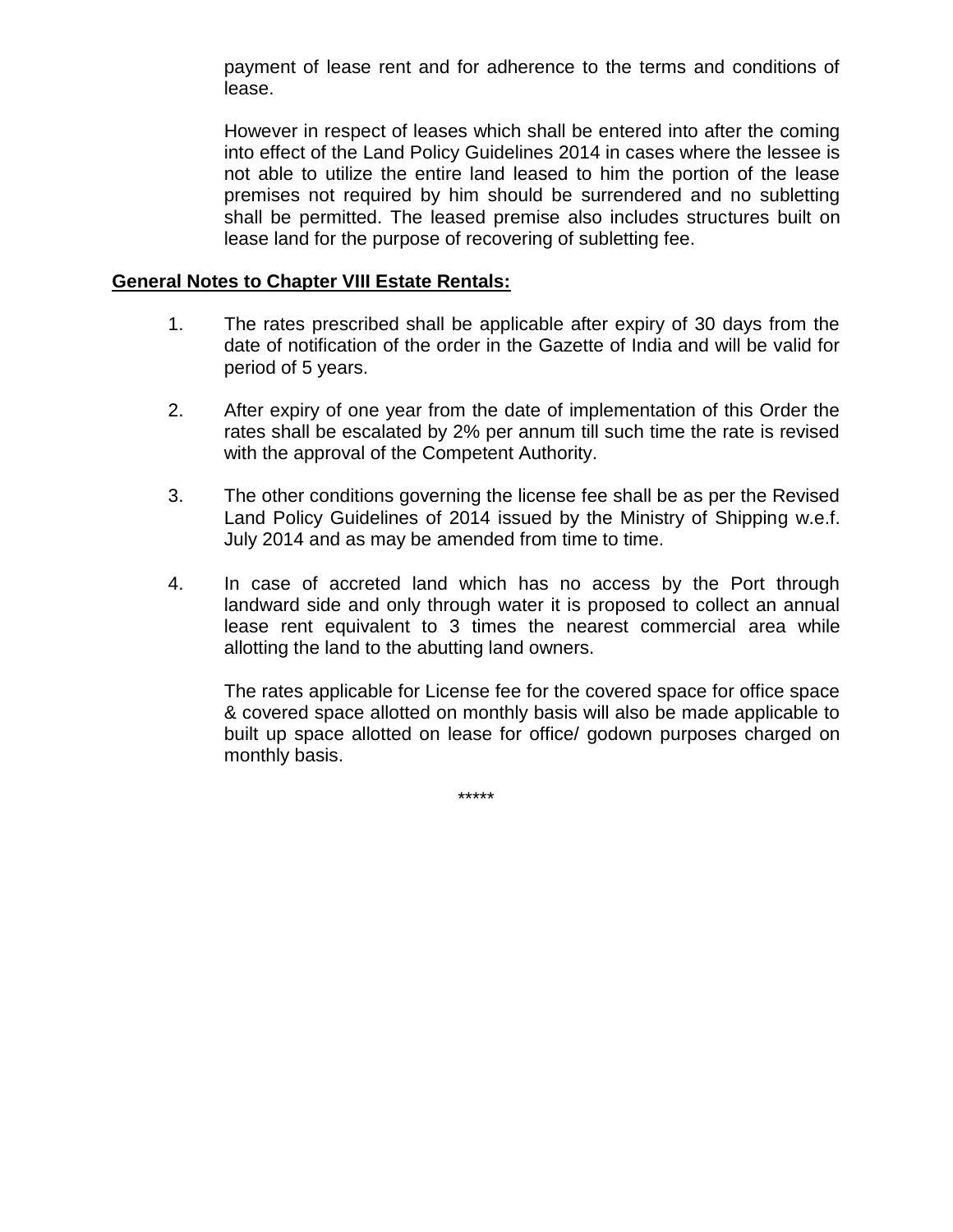payment of lease rent and for adherence to the terms and conditions of lease.

However in respect of leases which shall be entered into after the coming into effect of the Land Policy Guidelines 2014 in cases where the lessee is not able to utilize the entire land leased to him the portion of the lease premises not required by him should be surrendered and no subletting shall be permitted. The leased premise also includes structures built on lease land for the purpose of recovering of subletting fee.

**General Notes to Chapter VIII Estate Rentals:**

1. The rates prescribed shall be applicable after expiry of 30 days from the date of notification of the order in the Gazette of India and will be valid for period of 5 years.

2. After expiry of one year from the date of implementation of this Order the rates shall be escalated by 2% per annum till such time the rate is revised with the approval of the Competent Authority.

3. The other conditions governing the license fee shall be as per the Revised Land Policy Guidelines of 2014 issued by the Ministry of Shipping w.e.f. July 2014 and as may be amended from time to time.

4. In case of accreted land which has no access by the Port through landward side and only through water it is proposed to collect an annual lease rent equivalent to 3 times the nearest commercial area while allotting the land to the abutting land owners.

   The rates applicable for License fee for the covered space for office space & covered space allotted on monthly basis will also be made applicable to built up space allotted on lease for office/ godown purposes charged on monthly basis.

*****